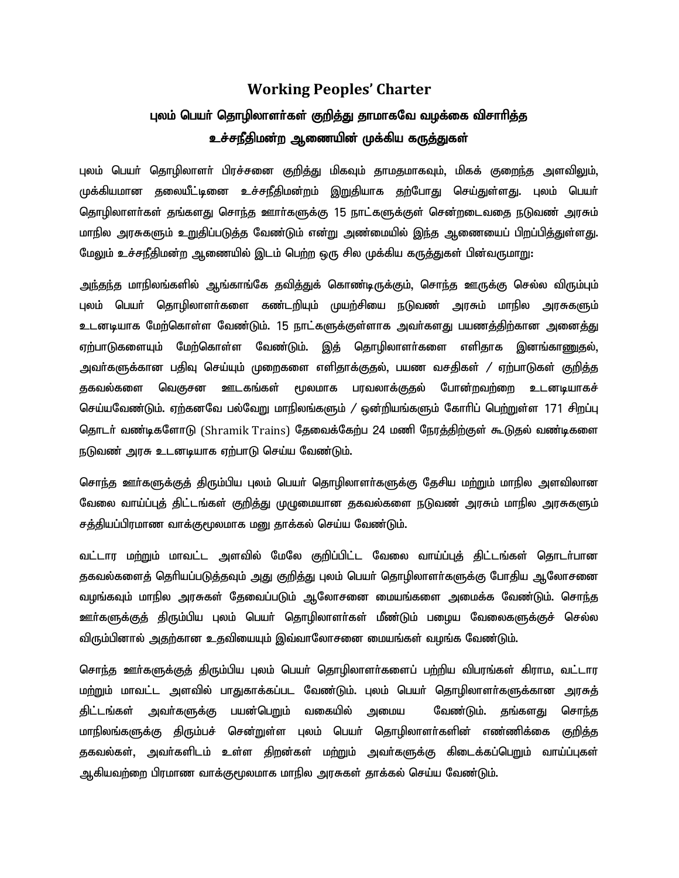# Working Peoples' Charter

## புலம் பெயர் தொழிலாளர்கள் குறித்து தாமாகவே வழக்கை விசாரித்த உச்சநீதிமன்ற ஆணையின் முக்கிய கருத்துகள்

புலம் பெயர் தொழிலாளர் பிரச்சனை குறித்து மிகவும் தாமதமாகவும், மிகக் குறைந்த அளவிலும், முக்கியமான தலையீட்டினை உச்சநீதிமன்றம் இறுதியாக தற்போது செய்துள்ளது. புலம் பெயர் தொழிலாளர்கள் தங்களது சொந்த ஊர்களுக்கு 15 நாட்களுக்குள் சென்றடைவதை நடுவண் அரசும் மாநில அரசுகளும் உறுதிப்படுத்த வேண்டும் என்று அண்மையில் இந்த ஆணையைப் பிறப்பித்துள்ளது. மேலும் உச்சநீதிமன்ற ஆணையில் இடம் பெற்ற ஒரு சில முக்கிய கருத்துகள் பின்வருமாறு:

அந்தந்த மாநிலங்களில் ஆங்காங்கே தவித்துக் கொண்டிருக்கும், சொந்த ஊருக்கு செல்ல விரும்பும் புலம் பெயர் தொழிலாளர்களை கண்டறியும் முயற்சியை நடுவண் அரசும் மாநில அரசுகளும் உடனடியாக மேற்கொள்ள வேண்டும். 15 நாட்களுக்குள்ளாக அவர்களது பயணத்திற்கான அனைத்து ஏற்பாடுகளையும் மேற்கொள்ள வேண்டும். இத் தொழிலாளர்களை எளிதாக இனங்காணுதல், அவர்களுக்கான பதிவு செய்யும் முறைகளை எளிதாக்குதல், பயண வசதிகள் / ஏற்பாடுகள் குறித்த தகவல்களை வெகுசன ஊடகங்கள் மூலமாக பரவலாக்குதல் போன்றவற்றை உடனடியாகச் செய்யவேண்டும். ஏற்கனவே பல்வேறு மாநிலங்களும் / ஒன்றியங்களும் கோரிப் பெற்றுள்ள 171 சிறப்பு தொடர் வண்டிகளோடு (Shramik Trains) தேவைக்கேற்ப 24 மணி நேரத்திற்குள் கூடுதல் வண்டிகளை நடுவண் அரசு உடனடியாக ஏற்பாடு செய்ய வேண்டும்.

சொந்த ஊர்களுக்குத் திரும்பிய புலம் பெயர் தொழிலாளர்களுக்கு தேசிய மற்றும் மாநில அளவிலான வேலை வாய்ப்புத் திட்டங்கள் குறித்து முழுமையான தகவல்களை நடுவண் அரசும் மாநில அரசுகளும் சத்தியப்பிரமாண வாக்குமூலமாக மனு தாக்கல் செய்ய வேண்டும்.

வட்டார மற்றும் மாவட்ட அளவில் மேலே குறிப்பிட்ட வேலை வாய்ப்புத் திட்டங்கள் தொடர்பான தகவல்களைத் தெரியப்படுத்தவும் அது குறித்து புலம் பெயர் தொழிலாளர்களுக்கு போதிய ஆலோசனை வழங்கவும் மாநில அரசுகள் தேவைப்படும் ஆலோசனை மையங்களை அமைக்க வேண்டும். சொந்த ஊர்களுக்குத் திரும்பிய புலம் பெயர் தொழிலாளர்கள் மீண்டும் பழைய வேலைகளுக்குச் செல்ல விரும்பினால் அதற்கான உதவியையும் இவ்வாலோசனை மையங்கள் வழங்க வேண்டும்.

சொந்த ஊர்களுக்குத் திரும்பிய புலம் பெயர் தொழிலாளர்களைப் பற்றிய விபரங்கள் கிராம, வட்டார மற்றும் மாவட்ட அளவில் பாதுகாக்கப்பட வேண்டும். புலம் பெயர் தொழிலாளர்களுக்கான அரசுத் திட்டங்கள் அவர்களுக்கு பயன்பெறும் வகையில் அமைய வேண்டும். தங்களது சொந்த மாநிலங்களுக்கு திரும்பச் சென்றுள்ள புலம் பெயர் தொழிலாளர்களின் எண்ணிக்கை குறித்த தகவல்கள், அவர்களிடம் உள்ள திறன்கள் மற்றும் அவர்களுக்கு கிடைக்கப்பெறும் வாய்ப்புகள் ஆகியவற்றை பிரமாண வாக்குமூலமாக மாநில அரசுகள் தாக்கல் செய்ய வேண்டும்.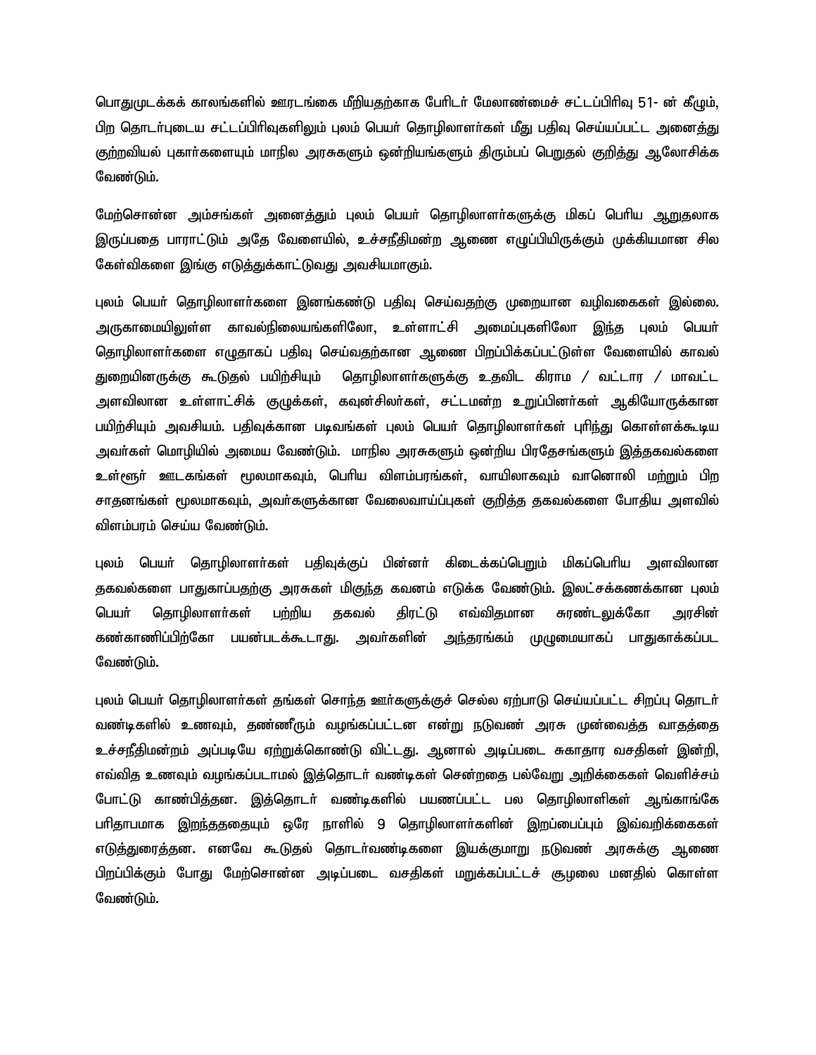பொதுமுடக்கக் காலங்களில் ஊரடங்கை மீறியதற்காக பேரிடர் மேலாண்மைச் சட்டப்பிரிவு 51- ன் கீழும், பிற தொடர்புடைய சட்டப்பிரிவுகளிலும் புலம் பெயர் தொழிலாளர்கள் மீது பதிவு செய்யப்பட்ட அனைத்து குற்றவியல் புகார்களையும் மாநில அரசுகளும் ஒன்றியங்களும் திரும்பப் பெறுதல் குறித்து ஆலோசிக்க வேண்டும்.

மேற்சொன்ன அம்சங்கள் அனைத்தும் புலம் பெயர் தொழிலாளர்களுக்கு மிகப் பெரிய ஆறுதலாக இருப்பதை பாராட்டும் அதே வேளையில், உச்சநீதிமன்ற ஆணை எழுப்பியிருக்கும் முக்கியமான சில கேள்விகளை இங்கு எடுத்துக்காட்டுவது அவசியமாகும்.

புலம் பெயர் தொழிலாளர்களை இனங்கண்டு பதிவு செய்வதற்கு முறையான வழிவகைகள் இல்லை. அருகாமையிலுள்ள காவல்நிலையங்களிலோ, உள்ளாட்சி அமைப்புகளிலோ இந்த புலம் பெயர் தொழிலாளர்களை எழுதாகப் பதிவு செய்வதற்கான ஆணை பிறப்பிக்கப்பட்டுள்ள வேளையில் காவல் துறையினருக்கு கூடுதல் பயிற்சியும் தொழிலாளர்களுக்கு உதவிட கிராம / வட்டார / மாவட்ட அளவிலான உள்ளாட்சிக் குழுக்கள், கவுன்சிலர்கள், சட்டமன்ற உறுப்பினர்கள் ஆகியோருக்கான பயிற்சியும் அவசியம். பதிவுக்கான படிவங்கள் புலம் பெயர் தொழிலாளர்கள் புரிந்து கொள்ளக்கூடிய அவர்கள் மொழியில் அமைய வேண்டும். மாநில அரசுகளும் ஒன்றிய பிரதேசங்களும் இத்தகவல்களை உள்ளூர் ஊடகங்கள் மூலமாகவும், பெரிய விளம்பரங்கள், வாயிலாகவும் வானொலி மற்றும் பிற சாதனங்கள் மூலமாகவும், அவர்களுக்கான வேலைவாய்ப்புகள் குறித்த தகவல்களை போதிய அளவில் விளம்பரம் செய்ய வேண்டும்.

புலம் பெயர் தொழிலாளர்கள் பதிவுக்குப் பின்னர் கிடைக்கப்பெறும் மிகப்பெரிய அளவிலான தகவல்களை பாதுகாப்பதற்கு அரசுகள் மிகுந்த கவனம் எடுக்க வேண்டும். இலட்சக்கணக்கான புலம் பெயர் தொழிலாளர்கள் பற்றிய தகவல் திரட்டு எவ்விதமான சுரண்டலுக்கோ அரசின் கண்காணிப்பிற்கோ பயன்படக்கூடாது. அவர்களின் அந்தரங்கம் முழுமையாகப் பாதுகாக்கப்பட வேண்டும்.

புலம் பெயர் தொழிலாளர்கள் தங்கள் சொந்த ஊர்களுக்குச் செல்ல ஏற்பாடு செய்யப்பட்ட சிறப்பு தொடர் வண்டிகளில் உணவும், தண்ணீரும் வழங்கப்பட்டன என்று நடுவண் அரசு முன்வைத்த வாதத்தை உச்சநீதிமன்றம் அப்படியே ஏற்றுக்கொண்டு விட்டது. ஆனால் அடிப்படை சுகாதார வசதிகள் இன்றி, எவ்வித உணவும் வழங்கப்படாமல் இத்தொடர் வண்டிகள் சென்றதை பல்வேறு அறிக்கைகள் வெளிச்சம் போட்டு காண்பித்தன. இத்தொடர் வண்டிகளில் பயணப்பட்ட பல தொழிலாளிகள் ஆங்காங்கே பரிதாபமாக இறந்ததையும் ஒரே நாளில் 9 தொழிலாளர்களின் இறப்பைப்பும் இவ்வறிக்கைகள் எடுத்துரைத்தன. எனவே கூடுதல் தொடர்வண்டிகளை இயக்குமாறு நடுவண் அரசுக்கு ஆணை பிறப்பிக்கும் போது மேற்சொன்ன அடிப்படை வசதிகள் மறுக்கப்பட்டச் சூழலை மனதில் கொள்ள வேண்டும்.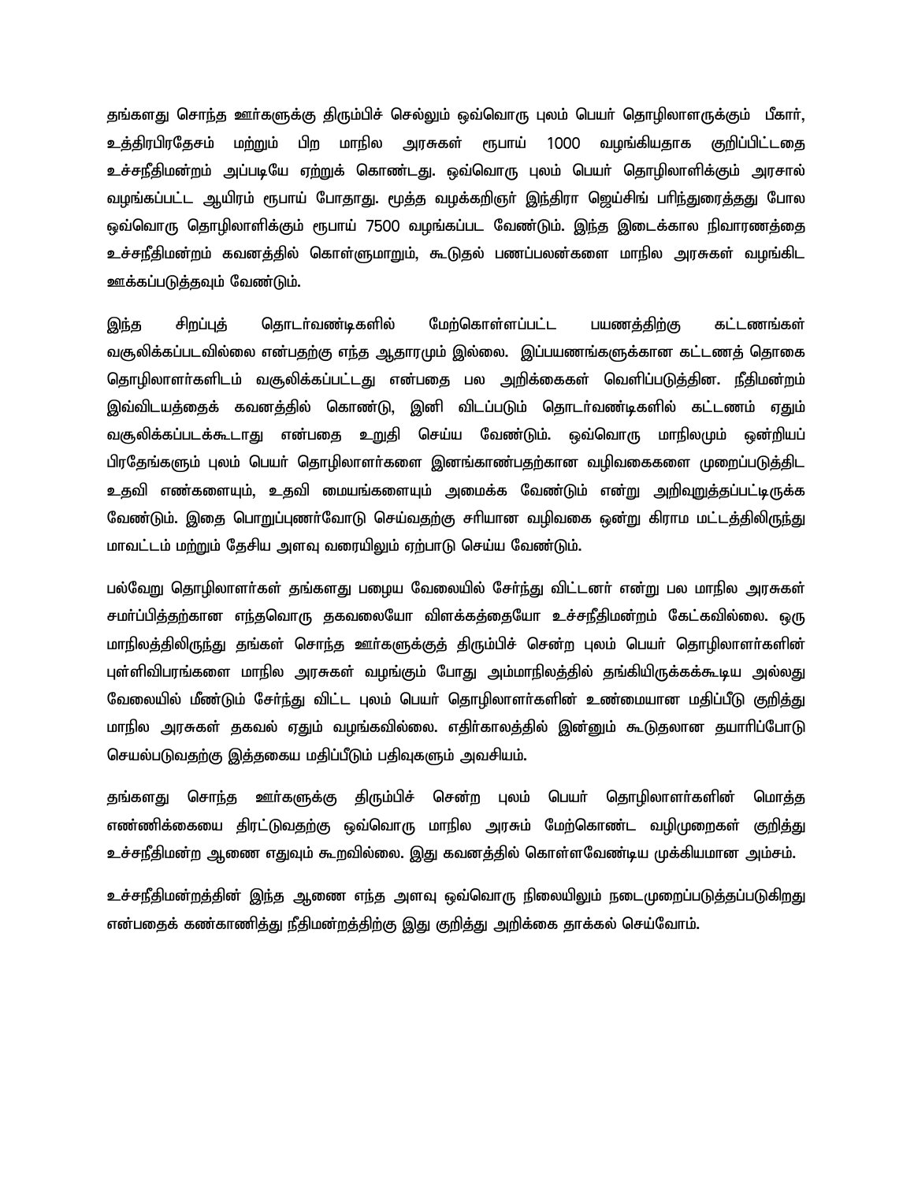தங்களது சொந்த ஊர்களுக்கு திரும்பிச் செல்லும் ஒவ்வொரு புலம் பெயர் தொழிலாளருக்கும் பீகார், உத்திரபிரதேசம் மற்றும் பிற மாநில அரசுகள் ரூபாய் 1000 வழங்கியதாக குறிப்பிட்டதை உச்சநீதிமன்றம் அப்படியே ஏற்றுக் கொண்டது. ஒவ்வொரு புலம் பெயர் தொழிலாளிக்கும் அரசால் வழங்கப்பட்ட ஆயிரம் ரூபாய் போதாது. மூத்த வழக்கறிஞர் இந்திரா ஜெய்சிங் பரிந்துரைத்தது போல ஒவ்வொரு தொழிலாளிக்கும் ரூபாய் 7500 வழங்கப்பட வேண்டும். இந்த இடைக்கால நிவாரணத்தை உச்சநீதிமன்றம் கவனத்தில் கொள்ளுமாறும், கூடுதல் பணப்பலன்களை மாநில அரசுகள் வழங்கிட ஊக்கப்படுத்தவும் வேண்டும்.

இந்த சிறப்புத் தொடர்வண்டிகளில் மேற்கொள்ளப்பட்ட பயணத்திற்கு கட்டணங்கள் வசூலிக்கப்படவில்லை என்பதற்கு எந்த ஆதாரமும் இல்லை. இப்பயணங்களுக்கான கட்டணத் தொகை தொழிலாளர்களிடம் வசூலிக்கப்பட்டது என்பதை பல அறிக்கைகள் வெளிப்படுத்தின. நீதிமன்றம் இவ்விடயத்தைக் கவனத்தில் கொண்டு, இனி விடப்படும் தொடர்வண்டிகளில் கட்டணம் ஏதும் வசூலிக்கப்படக்கூடாது என்பதை உறுதி செய்ய வேண்டும். ஒவ்வொரு மாநிலமும் ஒன்றியப் பிரதேசங்களும் புலம் பெயர் தொழிலாளர்களை இனங்காண்பதற்கான வழிவகைகளை முறைப்படுத்திட உதவி எண்களையும், உதவி மையங்களையும் அமைக்க வேண்டும் என்று அறிவுறுத்தப்பட்டிருக்க வேண்டும். இதை பொறுப்புணர்வோடு செய்வதற்கு சரியான வழிவகை ஒன்று கிராம மட்டத்திலிருந்து மாவட்டம் மற்றும் தேசிய அளவு வரையிலும் ஏற்பாடு செய்ய வேண்டும்.

பல்வேறு தொழிலாளர்கள் தங்களது பழைய வேலையில் சேர்ந்து விட்டனர் என்று பல மாநில அரசுகள் சமர்ப்பித்தற்கான எந்தவொரு தகவலையோ விளக்கத்தையோ உச்சநீதிமன்றம் கேட்கவில்லை. ஒரு மாநிலத்திலிருந்து தங்கள் சொந்த ஊர்களுக்குத் திரும்பிச் சென்ற புலம் பெயர் தொழிலாளர்களின் புள்ளிவிபரங்களை மாநில அரசுகள் வழங்கும் போது அம்மாநிலத்தில் தங்கியிருக்கக்கூடிய அல்லது வேலையில் மீண்டும் சேர்ந்து விட்ட புலம் பெயர் தொழிலாளர்களின் உண்மையான மதிப்பீடு குறித்து மாநில அரசுகள் தகவல் ஏதும் வழங்கவில்லை. எதிர்காலத்தில் இன்னும் கூடுதலான தயாரிப்போடு செயல்படுவதற்கு இத்தகைய மதிப்பீடும் பதிவுகளும் அவசியம்.

தங்களது சொந்த ஊர்களுக்கு திரும்பிச் சென்ற புலம் பெயர் தொழிலாளர்களின் மொத்த எண்ணிக்கையை திரட்டுவதற்கு ஒவ்வொரு மாநில அரசும் மேற்கொண்ட வழிமுறைகள் குறித்து உச்சநீதிமன்ற ஆணை எதுவும் கூறவில்லை. இது கவனத்தில் கொள்ளவேண்டிய முக்கியமான அம்சம்.

உச்சநீதிமன்றத்தின் இந்த ஆணை எந்த அளவு ஒவ்வொரு நிலையிலும் நடைமுறைப்படுத்தப்படுகிறது என்பதைக் கண்காணித்து நீதிமன்றத்திற்கு இது குறித்து அறிக்கை தாக்கல் செய்வோம்.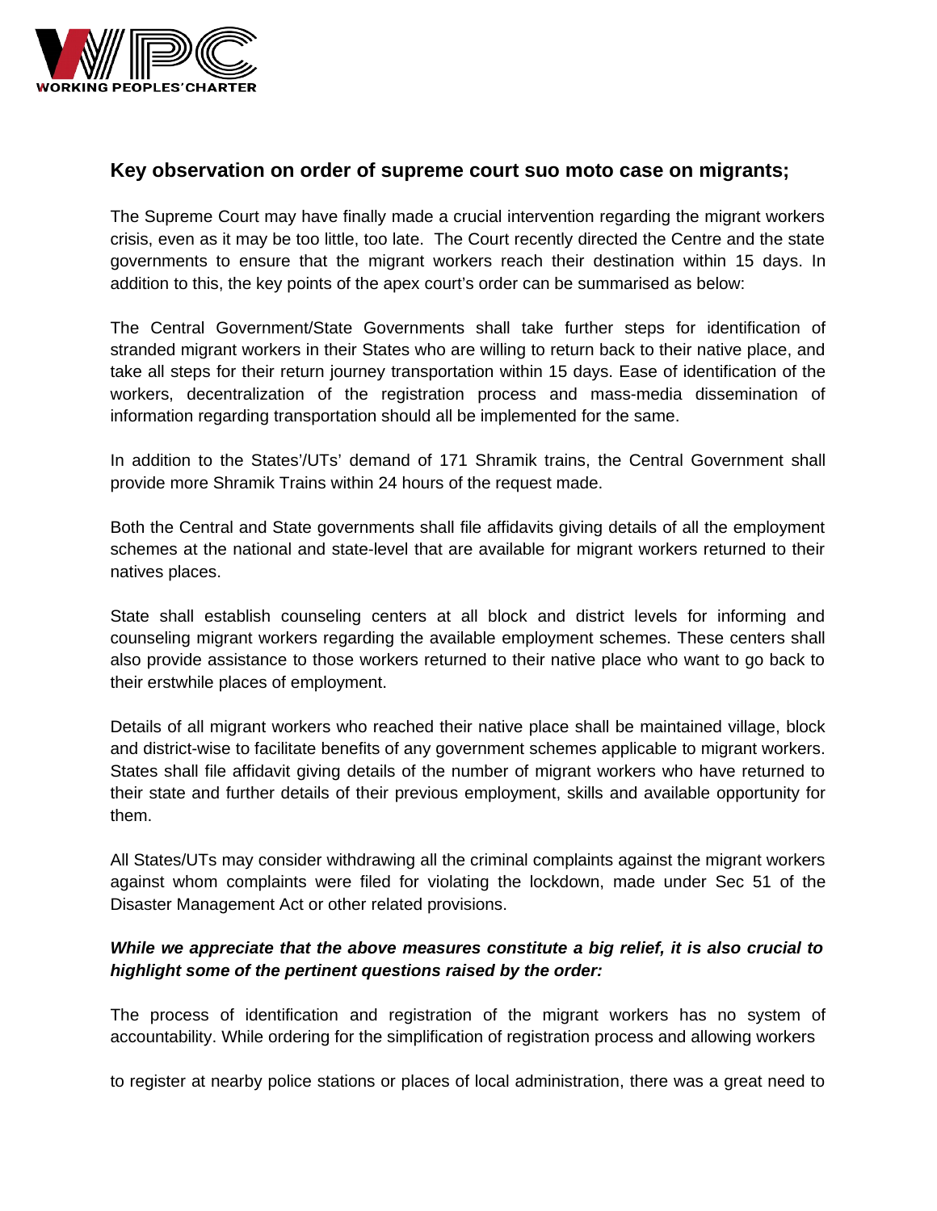### Key observation on order of supreme court suo moto case on migrants;

The Supreme Court may have finally made a crucial intervention regarding the migrant workers crisis, even as it may be too little, too late. The Court recently directed the Centre and the state governments to ensure that the migrant workers reach their destination within 15 days. In addition to this, the key points of the apex court's order can be summarised as below:

The Central Government/State Governments shall take further steps for identification of stranded migrant workers in their States who are willing to return back to their native place, and take all steps for their return journey transportation within 15 days. Ease of identification of the workers, decentralization of the registration process and mass-media dissemination of information regarding transportation should all be implemented for the same.

In addition to the States'/UTs' demand of 171 Shramik trains, the Central Government shall provide more Shramik Trains within 24 hours of the request made.

Both the Central and State governments shall file affidavits giving details of all the employment schemes at the national and state-level that are available for migrant workers returned to their natives places.

State shall establish counseling centers at all block and district levels for informing and counseling migrant workers regarding the available employment schemes. These centers shall also provide assistance to those workers returned to their native place who want to go back to their erstwhile places of employment.

Details of all migrant workers who reached their native place shall be maintained village, block and district-wise to facilitate benefits of any government schemes applicable to migrant workers. States shall file affidavit giving details of the number of migrant workers who have returned to their state and further details of their previous employment, skills and available opportunity for them.

All States/UTs may consider withdrawing all the criminal complaints against the migrant workers against whom complaints were filed for violating the lockdown, made under Sec 51 of the Disaster Management Act or other related provisions.

***While we appreciate that the above measures constitute a big relief, it is also crucial to highlight some of the pertinent questions raised by the order:***

The process of identification and registration of the migrant workers has no system of accountability. While ordering for the simplification of registration process and allowing workers to register at nearby police stations or places of local administration, there was a great need to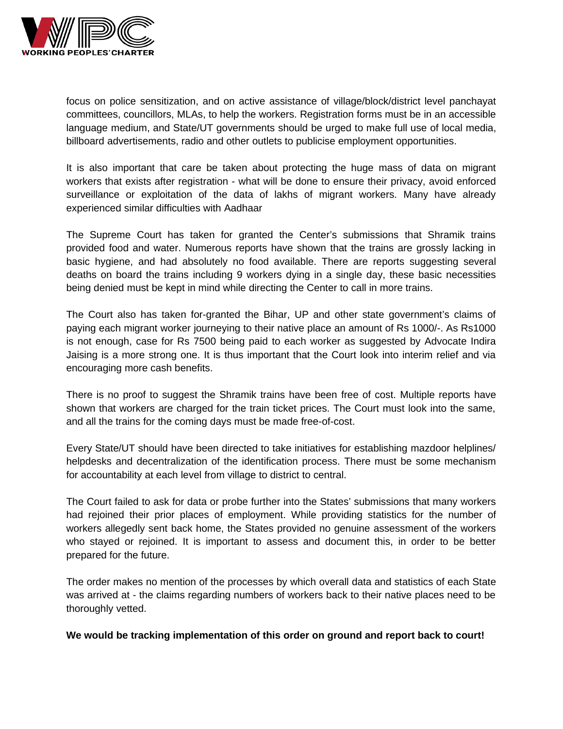focus on police sensitization, and on active assistance of village/block/district level panchayat committees, councillors, MLAs, to help the workers. Registration forms must be in an accessible language medium, and State/UT governments should be urged to make full use of local media, billboard advertisements, radio and other outlets to publicise employment opportunities.

It is also important that care be taken about protecting the huge mass of data on migrant workers that exists after registration - what will be done to ensure their privacy, avoid enforced surveillance or exploitation of the data of lakhs of migrant workers. Many have already experienced similar difficulties with Aadhaar

The Supreme Court has taken for granted the Center's submissions that Shramik trains provided food and water. Numerous reports have shown that the trains are grossly lacking in basic hygiene, and had absolutely no food available. There are reports suggesting several deaths on board the trains including 9 workers dying in a single day, these basic necessities being denied must be kept in mind while directing the Center to call in more trains.

The Court also has taken for-granted the Bihar, UP and other state government's claims of paying each migrant worker journeying to their native place an amount of Rs 1000/-. As Rs1000 is not enough, case for Rs 7500 being paid to each worker as suggested by Advocate Indira Jaising is a more strong one. It is thus important that the Court look into interim relief and via encouraging more cash benefits.

There is no proof to suggest the Shramik trains have been free of cost. Multiple reports have shown that workers are charged for the train ticket prices. The Court must look into the same, and all the trains for the coming days must be made free-of-cost.

Every State/UT should have been directed to take initiatives for establishing mazdoor helplines/ helpdesks and decentralization of the identification process. There must be some mechanism for accountability at each level from village to district to central.

The Court failed to ask for data or probe further into the States' submissions that many workers had rejoined their prior places of employment. While providing statistics for the number of workers allegedly sent back home, the States provided no genuine assessment of the workers who stayed or rejoined. It is important to assess and document this, in order to be better prepared for the future.

The order makes no mention of the processes by which overall data and statistics of each State was arrived at - the claims regarding numbers of workers back to their native places need to be thoroughly vetted.

**We would be tracking implementation of this order on ground and report back to court!**